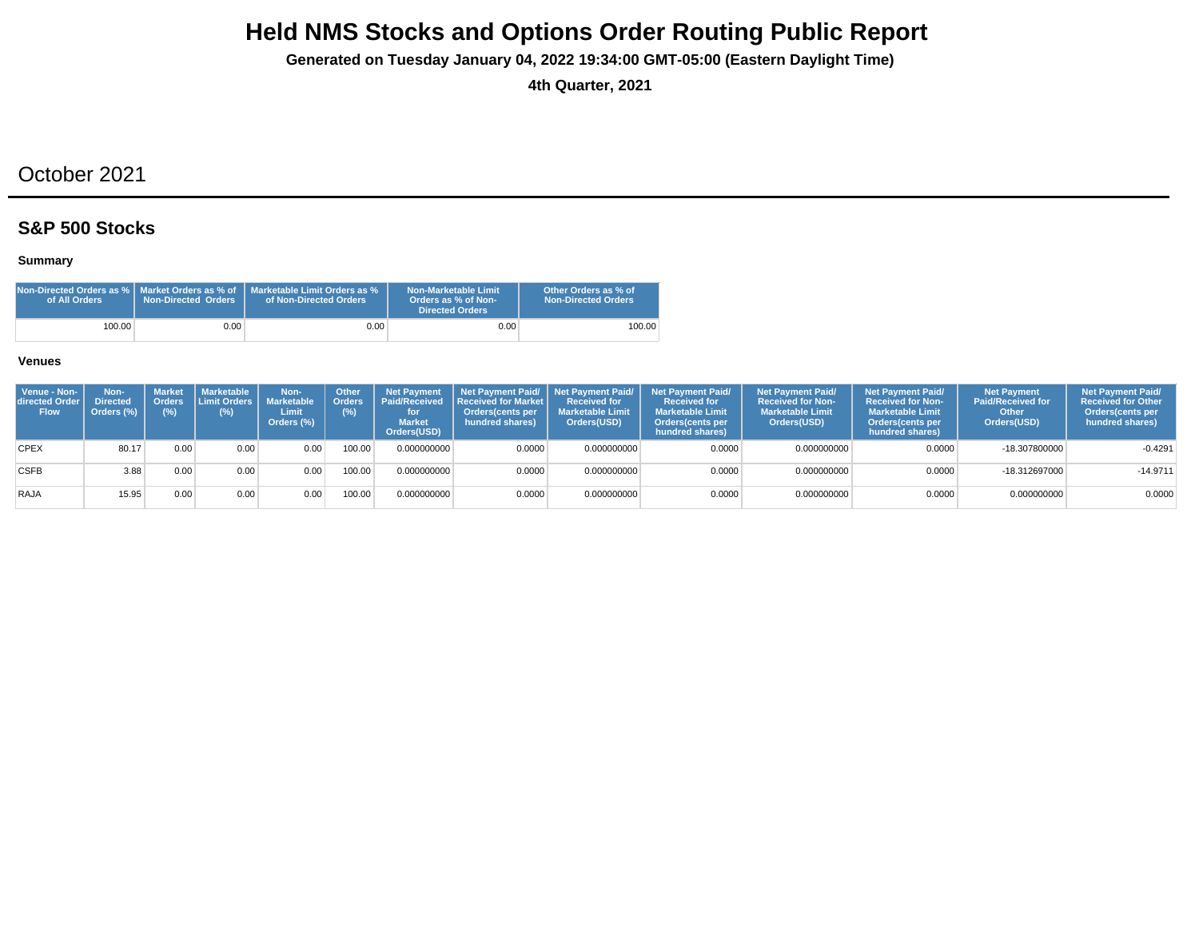# Held NMS Stocks and Options Order Routing Public Report

**Generated on Tuesday January 04, 2022 19:34:00 GMT-05:00 (Eastern Daylight Time)**

**4th Quarter, 2021**

## October 2021

### S&P 500 Stocks

#### Summary

| Non-Directed Orders as % of All Orders | Market Orders as % of Non-Directed Orders | Marketable Limit Orders as % of Non-Directed Orders | Non-Marketable Limit Orders as % of Non-Directed Orders | Other Orders as % of Non-Directed Orders |
|---|---|---|---|---|
| 100.00 | 0.00 | 0.00 | 0.00 | 100.00 |

#### Venues

| Venue - Non-directed Order Flow | Non-Directed Orders (%) | Market Orders (%) | Marketable Limit Orders (%) | Non-Marketable Limit Orders (%) | Other Orders (%) | Net Payment Paid/Received for Market Orders(USD) | Net Payment Paid/ Received for Market Orders(cents per hundred shares) | Net Payment Paid/ Received for Marketable Limit Orders(USD) | Net Payment Paid/ Received for Marketable Limit Orders(cents per hundred shares) | Net Payment Paid/ Received for Non-Marketable Limit Orders(USD) | Net Payment Paid/ Received for Non-Marketable Limit Orders(cents per hundred shares) | Net Payment Paid/Received for Other Orders(USD) | Net Payment Paid/ Received for Other Orders(cents per hundred shares) |
|---|---|---|---|---|---|---|---|---|---|---|---|---|---|
| CPEX | 80.17 | 0.00 | 0.00 | 0.00 | 100.00 | 0.000000000 | 0.0000 | 0.000000000 | 0.0000 | 0.000000000 | 0.0000 | -18.307800000 | -0.4291 |
| CSFB | 3.88 | 0.00 | 0.00 | 0.00 | 100.00 | 0.000000000 | 0.0000 | 0.000000000 | 0.0000 | 0.000000000 | 0.0000 | -18.312697000 | -14.9711 |
| RAJA | 15.95 | 0.00 | 0.00 | 0.00 | 100.00 | 0.000000000 | 0.0000 | 0.000000000 | 0.0000 | 0.000000000 | 0.0000 | 0.000000000 | 0.0000 |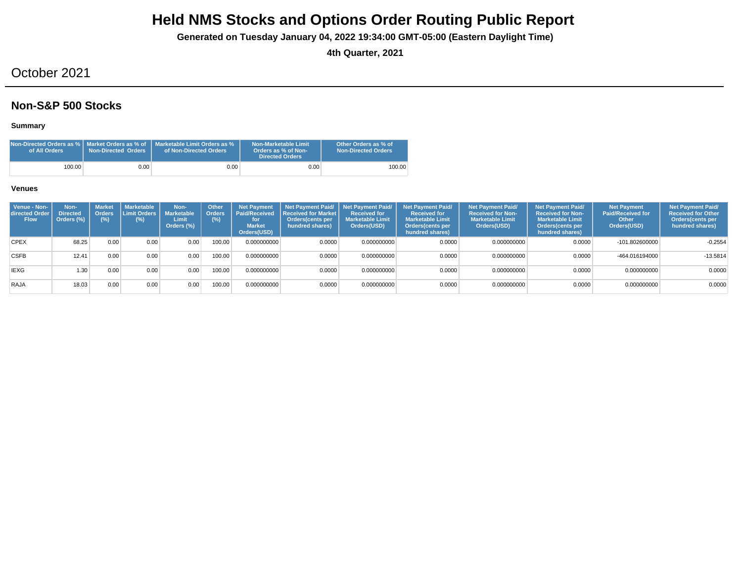# Held NMS Stocks and Options Order Routing Public Report

**Generated on Tuesday January 04, 2022 19:34:00 GMT-05:00 (Eastern Daylight Time)**

**4th Quarter, 2021**

## October 2021

## Non-S&P 500 Stocks

### Summary

| Non-Directed Orders as % of All Orders | Market Orders as % of Non-Directed Orders | Marketable Limit Orders as % of Non-Directed Orders | Non-Marketable Limit Orders as % of Non-Directed Orders | Other Orders as % of Non-Directed Orders |
|---|---|---|---|---|
| 100.00 | 0.00 | 0.00 | 0.00 | 100.00 |

### Venues

| Venue - Non-directed Order Flow | Non-Directed Orders (%) | Market Orders (%) | Marketable Limit Orders (%) | Non-Marketable Limit Orders (%) | Other Orders (%) | Net Payment Paid/Received for Market Orders(USD) | Net Payment Paid/ Received for Market Orders(cents per hundred shares) | Net Payment Paid/ Received for Marketable Limit Orders(USD) | Net Payment Paid/ Received for Marketable Limit Orders(cents per hundred shares) | Net Payment Paid/ Received for Non-Marketable Limit Orders(USD) | Net Payment Paid/ Received for Non-Marketable Limit Orders(cents per hundred shares) | Net Payment Paid/Received for Other Orders(USD) | Net Payment Paid/ Received for Other Orders(cents per hundred shares) |
|---|---|---|---|---|---|---|---|---|---|---|---|---|---|
| CPEX | 68.25 | 0.00 | 0.00 | 0.00 | 100.00 | 0.000000000 | 0.0000 | 0.000000000 | 0.0000 | 0.000000000 | 0.0000 | -101.802600000 | -0.2554 |
| CSFB | 12.41 | 0.00 | 0.00 | 0.00 | 100.00 | 0.000000000 | 0.0000 | 0.000000000 | 0.0000 | 0.000000000 | 0.0000 | -464.016194000 | -13.5814 |
| IEXG | 1.30 | 0.00 | 0.00 | 0.00 | 100.00 | 0.000000000 | 0.0000 | 0.000000000 | 0.0000 | 0.000000000 | 0.0000 | 0.000000000 | 0.0000 |
| RAJA | 18.03 | 0.00 | 0.00 | 0.00 | 100.00 | 0.000000000 | 0.0000 | 0.000000000 | 0.0000 | 0.000000000 | 0.0000 | 0.000000000 | 0.0000 |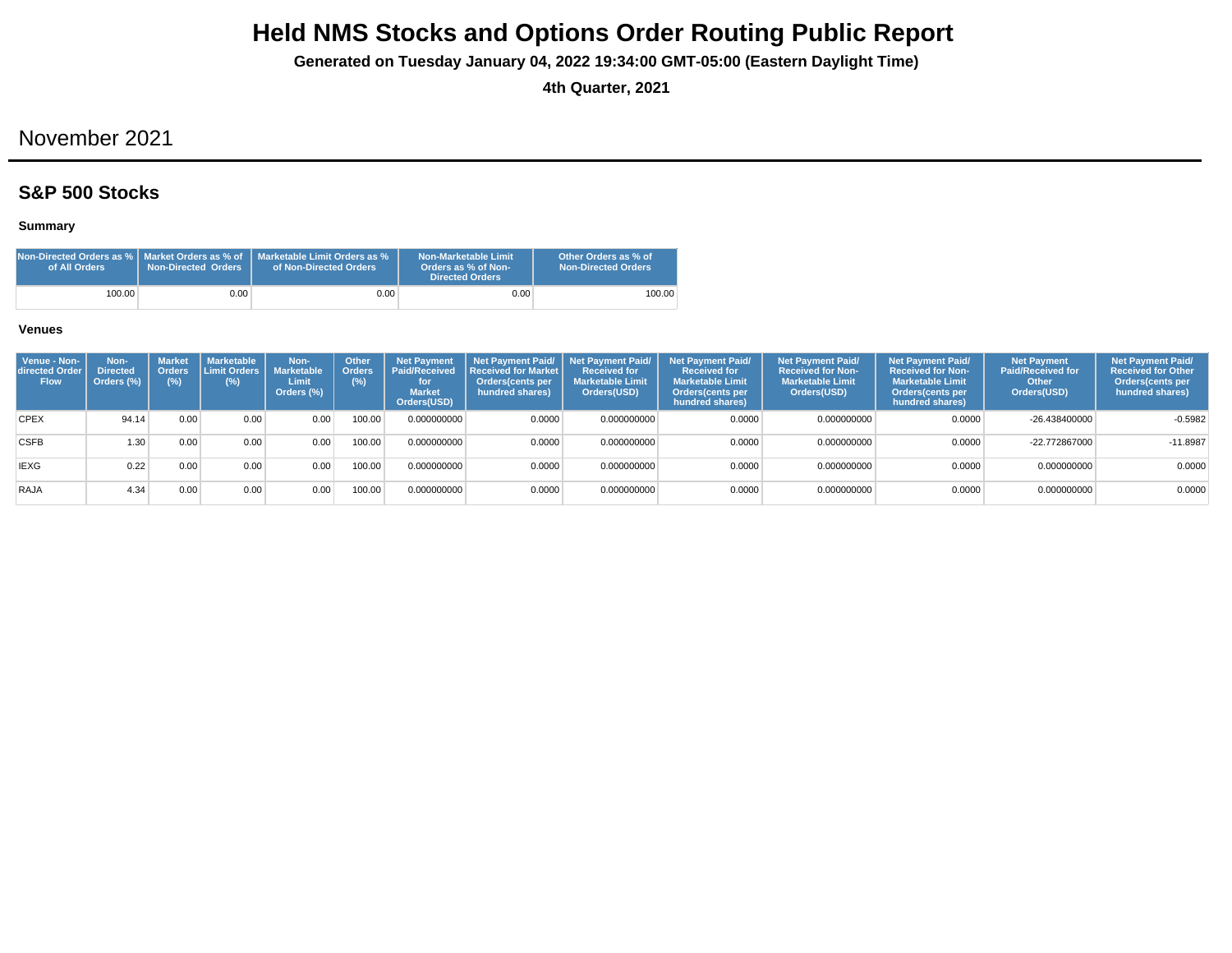# Held NMS Stocks and Options Order Routing Public Report

**Generated on Tuesday January 04, 2022 19:34:00 GMT-05:00 (Eastern Daylight Time)**

**4th Quarter, 2021**

## November 2021

### S&P 500 Stocks

#### Summary

| Non-Directed Orders as % of All Orders | Market Orders as % of Non-Directed Orders | Marketable Limit Orders as % of Non-Directed Orders | Non-Marketable Limit Orders as % of Non-Directed Orders | Other Orders as % of Non-Directed Orders |
|---|---|---|---|---|
| 100.00 | 0.00 | 0.00 | 0.00 | 100.00 |

#### Venues

| Venue - Non-directed Order Flow | Non-Directed Orders (%) | Market Orders (%) | Marketable Limit Orders (%) | Non-Marketable Limit Orders (%) | Other Orders (%) | Net Payment Paid/Received for Market Orders(USD) | Net Payment Paid/ Received for Market Orders(cents per hundred shares) | Net Payment Paid/ Received for Marketable Limit Orders(USD) | Net Payment Paid/ Received for Marketable Limit Orders(cents per hundred shares) | Net Payment Paid/ Received for Non-Marketable Limit Orders(USD) | Net Payment Paid/ Received for Non-Marketable Limit Orders(cents per hundred shares) | Net Payment Paid/Received for Other Orders(USD) | Net Payment Paid/ Received for Other Orders(cents per hundred shares) |
|---|---|---|---|---|---|---|---|---|---|---|---|---|---|
| CPEX | 94.14 | 0.00 | 0.00 | 0.00 | 100.00 | 0.000000000 | 0.0000 | 0.000000000 | 0.0000 | 0.000000000 | 0.0000 | -26.438400000 | -0.5982 |
| CSFB | 1.30 | 0.00 | 0.00 | 0.00 | 100.00 | 0.000000000 | 0.0000 | 0.000000000 | 0.0000 | 0.000000000 | 0.0000 | -22.772867000 | -11.8987 |
| IEXG | 0.22 | 0.00 | 0.00 | 0.00 | 100.00 | 0.000000000 | 0.0000 | 0.000000000 | 0.0000 | 0.000000000 | 0.0000 | 0.000000000 | 0.0000 |
| RAJA | 4.34 | 0.00 | 0.00 | 0.00 | 100.00 | 0.000000000 | 0.0000 | 0.000000000 | 0.0000 | 0.000000000 | 0.0000 | 0.000000000 | 0.0000 |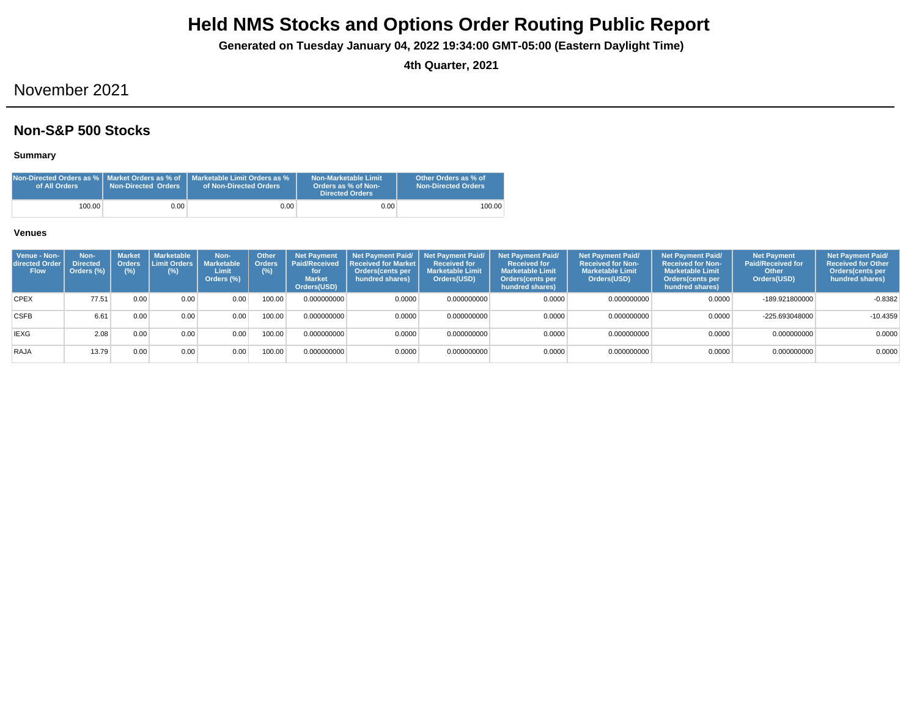# Held NMS Stocks and Options Order Routing Public Report

**Generated on Tuesday January 04, 2022 19:34:00 GMT-05:00 (Eastern Daylight Time)**

**4th Quarter, 2021**

## November 2021

## Non-S&P 500 Stocks

### Summary

| Non-Directed Orders as % of All Orders | Market Orders as % of Non-Directed Orders | Marketable Limit Orders as % of Non-Directed Orders | Non-Marketable Limit Orders as % of Non-Directed Orders | Other Orders as % of Non-Directed Orders |
|---|---|---|---|---|
| 100.00 | 0.00 | 0.00 | 0.00 | 100.00 |

### Venues

| Venue - Non-directed Order Flow | Non-Directed Orders (%) | Market Orders (%) | Marketable Limit Orders (%) | Non-Marketable Limit Orders (%) | Other Orders (%) | Net Payment Paid/Received for Market Orders(USD) | Net Payment Paid/ Received for Market Orders(cents per hundred shares) | Net Payment Paid/ Received for Marketable Limit Orders(USD) | Net Payment Paid/ Received for Marketable Limit Orders(cents per hundred shares) | Net Payment Paid/ Received for Non-Marketable Limit Orders(USD) | Net Payment Paid/ Received for Non-Marketable Limit Orders(cents per hundred shares) | Net Payment Paid/Received for Other Orders(USD) | Net Payment Paid/ Received for Other Orders(cents per hundred shares) |
|---|---|---|---|---|---|---|---|---|---|---|---|---|---|
| CPEX | 77.51 | 0.00 | 0.00 | 0.00 | 100.00 | 0.000000000 | 0.0000 | 0.000000000 | 0.0000 | 0.000000000 | 0.0000 | -189.921800000 | -0.8382 |
| CSFB | 6.61 | 0.00 | 0.00 | 0.00 | 100.00 | 0.000000000 | 0.0000 | 0.000000000 | 0.0000 | 0.000000000 | 0.0000 | -225.693048000 | -10.4359 |
| IEXG | 2.08 | 0.00 | 0.00 | 0.00 | 100.00 | 0.000000000 | 0.0000 | 0.000000000 | 0.0000 | 0.000000000 | 0.0000 | 0.000000000 | 0.0000 |
| RAJA | 13.79 | 0.00 | 0.00 | 0.00 | 100.00 | 0.000000000 | 0.0000 | 0.000000000 | 0.0000 | 0.000000000 | 0.0000 | 0.000000000 | 0.0000 |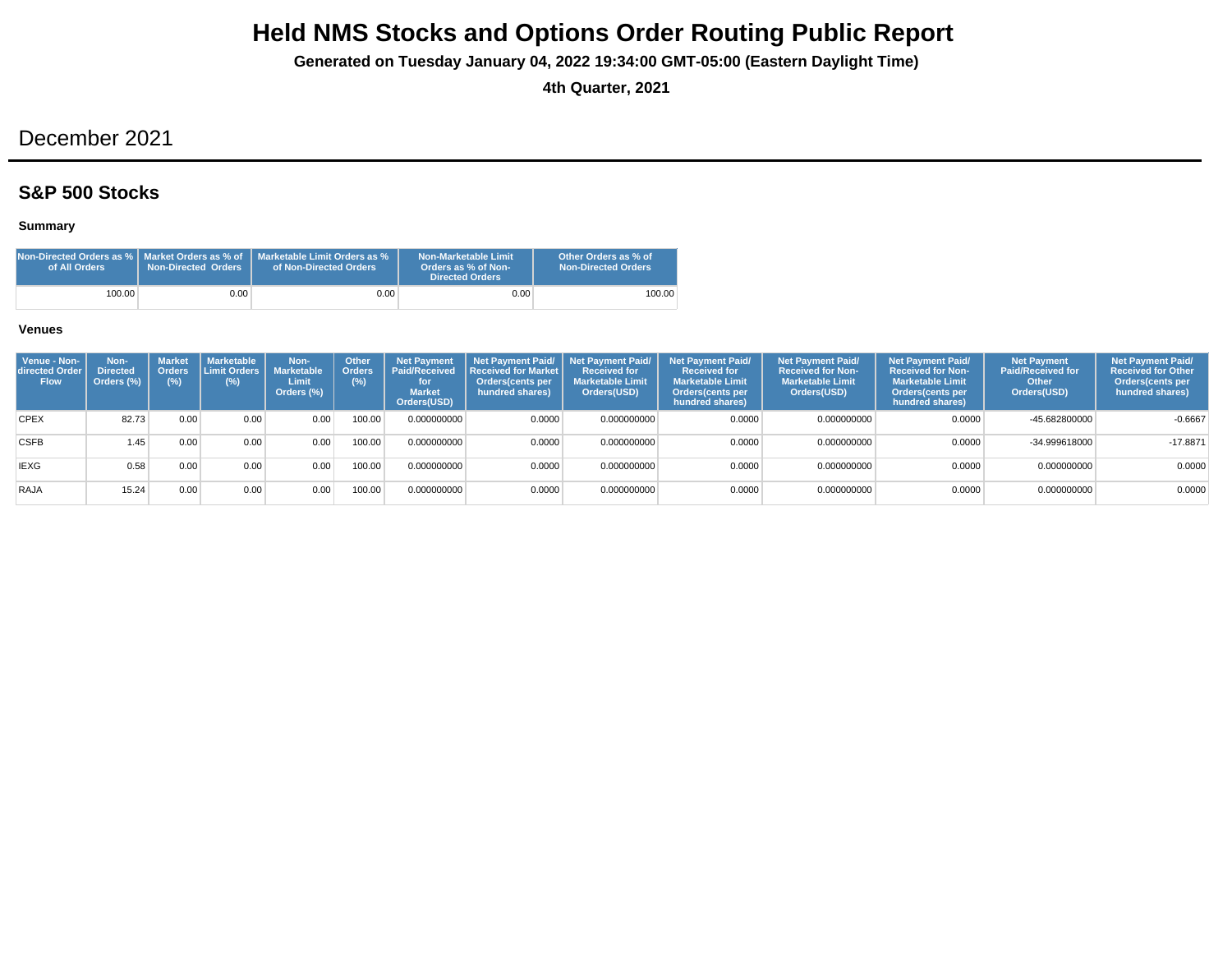# Held NMS Stocks and Options Order Routing Public Report

**Generated on Tuesday January 04, 2022 19:34:00 GMT-05:00 (Eastern Daylight Time)**

**4th Quarter, 2021**

## December 2021

### S&P 500 Stocks

#### Summary

| Non-Directed Orders as % of All Orders | Market Orders as % of Non-Directed Orders | Marketable Limit Orders as % of Non-Directed Orders | Non-Marketable Limit Orders as % of Non-Directed Orders | Other Orders as % of Non-Directed Orders |
|---|---|---|---|---|
| 100.00 | 0.00 | 0.00 | 0.00 | 100.00 |

#### Venues

| Venue - Non-directed Order Flow | Non-Directed Orders (%) | Market Orders (%) | Marketable Limit Orders (%) | Non-Marketable Limit Orders (%) | Other Orders (%) | Net Payment Paid/Received for Market Orders(USD) | Net Payment Paid/ Received for Market Orders(cents per hundred shares) | Net Payment Paid/ Received for Marketable Limit Orders(USD) | Net Payment Paid/ Received for Marketable Limit Orders(cents per hundred shares) | Net Payment Paid/ Received for Non-Marketable Limit Orders(USD) | Net Payment Paid/ Received for Non-Marketable Limit Orders(cents per hundred shares) | Net Payment Paid/Received for Other Orders(USD) | Net Payment Paid/ Received for Other Orders(cents per hundred shares) |
|---|---|---|---|---|---|---|---|---|---|---|---|---|---|
| CPEX | 82.73 | 0.00 | 0.00 | 0.00 | 100.00 | 0.000000000 | 0.0000 | 0.000000000 | 0.0000 | 0.000000000 | 0.0000 | -45.682800000 | -0.6667 |
| CSFB | 1.45 | 0.00 | 0.00 | 0.00 | 100.00 | 0.000000000 | 0.0000 | 0.000000000 | 0.0000 | 0.000000000 | 0.0000 | -34.999618000 | -17.8871 |
| IEXG | 0.58 | 0.00 | 0.00 | 0.00 | 100.00 | 0.000000000 | 0.0000 | 0.000000000 | 0.0000 | 0.000000000 | 0.0000 | 0.000000000 | 0.0000 |
| RAJA | 15.24 | 0.00 | 0.00 | 0.00 | 100.00 | 0.000000000 | 0.0000 | 0.000000000 | 0.0000 | 0.000000000 | 0.0000 | 0.000000000 | 0.0000 |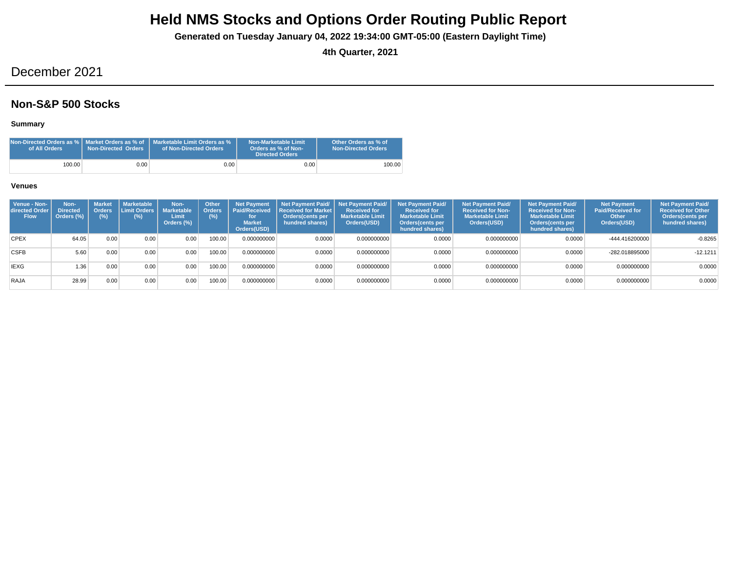# Held NMS Stocks and Options Order Routing Public Report

**Generated on Tuesday January 04, 2022 19:34:00 GMT-05:00 (Eastern Daylight Time)**

**4th Quarter, 2021**

## December 2021

### Non-S&P 500 Stocks

#### Summary

| Non-Directed Orders as % of All Orders | Market Orders as % of Non-Directed Orders | Marketable Limit Orders as % of Non-Directed Orders | Non-Marketable Limit Orders as % of Non-Directed Orders | Other Orders as % of Non-Directed Orders |
|---|---|---|---|---|
| 100.00 | 0.00 | 0.00 | 0.00 | 100.00 |

#### Venues

| Venue - Non-directed Order Flow | Non-Directed Orders (%) | Market Orders (%) | Marketable Limit Orders (%) | Non-Marketable Limit Orders (%) | Other Orders (%) | Net Payment Paid/Received for Market Orders(USD) | Net Payment Paid/ Received for Market Orders(cents per hundred shares) | Net Payment Paid/ Received for Marketable Limit Orders(USD) | Net Payment Paid/ Received for Marketable Limit Orders(cents per hundred shares) | Net Payment Paid/ Received for Non-Marketable Limit Orders(USD) | Net Payment Paid/ Received for Non-Marketable Limit Orders(cents per hundred shares) | Net Payment Paid/Received for Other Orders(USD) | Net Payment Paid/ Received for Other Orders(cents per hundred shares) |
|---|---|---|---|---|---|---|---|---|---|---|---|---|---|
| CPEX | 64.05 | 0.00 | 0.00 | 0.00 | 100.00 | 0.000000000 | 0.0000 | 0.000000000 | 0.0000 | 0.000000000 | 0.0000 | -444.416200000 | -0.8265 |
| CSFB | 5.60 | 0.00 | 0.00 | 0.00 | 100.00 | 0.000000000 | 0.0000 | 0.000000000 | 0.0000 | 0.000000000 | 0.0000 | -282.018895000 | -12.1211 |
| IEXG | 1.36 | 0.00 | 0.00 | 0.00 | 100.00 | 0.000000000 | 0.0000 | 0.000000000 | 0.0000 | 0.000000000 | 0.0000 | 0.000000000 | 0.0000 |
| RAJA | 28.99 | 0.00 | 0.00 | 0.00 | 100.00 | 0.000000000 | 0.0000 | 0.000000000 | 0.0000 | 0.000000000 | 0.0000 | 0.000000000 | 0.0000 |